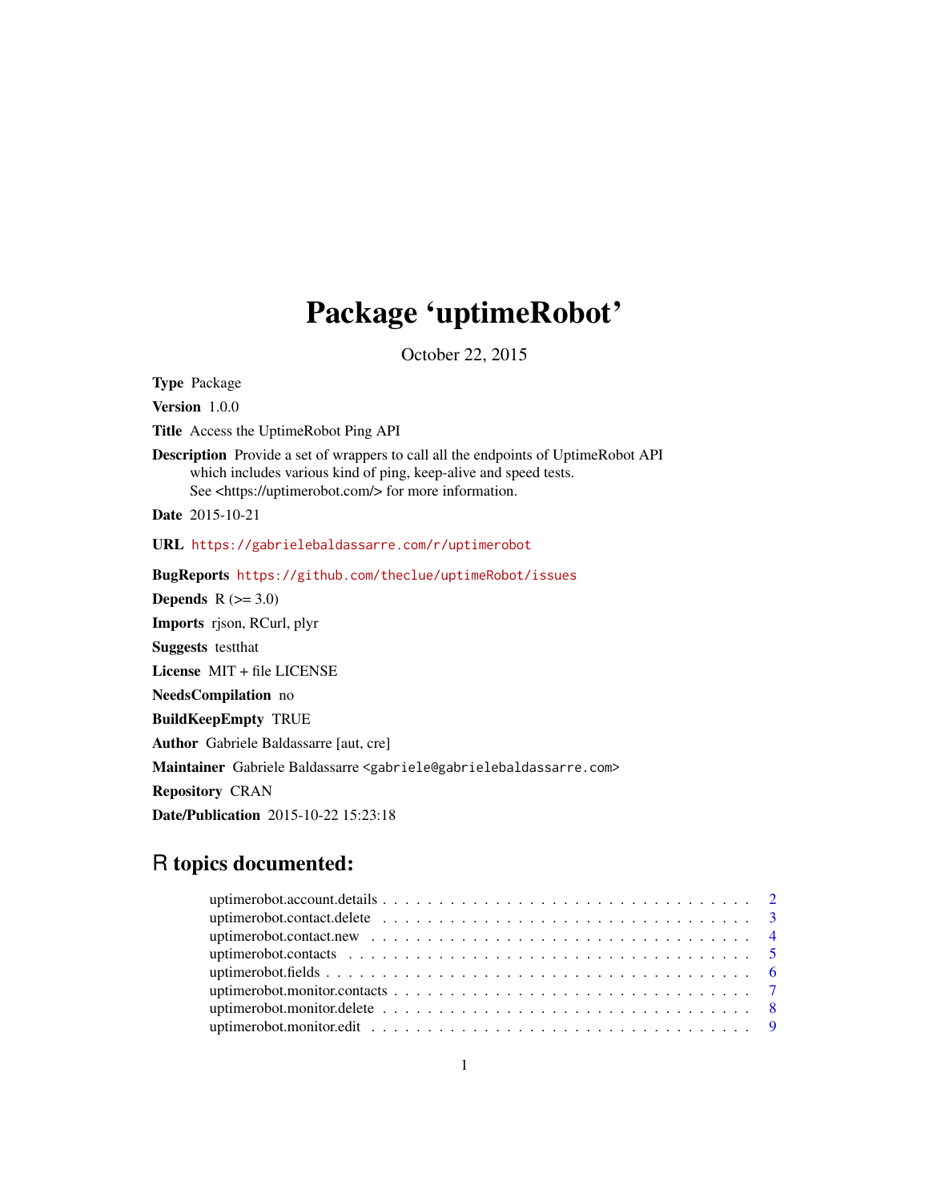# Package 'uptimeRobot'

October 22, 2015

**Type** Package

**Version** 1.0.0

**Title** Access the UptimeRobot Ping API

**Description** Provide a set of wrappers to call all the endpoints of UptimeRobot API which includes various kind of ping, keep-alive and speed tests. See <https://uptimerobot.com/> for more information.

**Date** 2015-10-21

**URL** https://gabrielebaldassarre.com/r/uptimerobot

**BugReports** https://github.com/theclue/uptimeRobot/issues

**Depends** R (>= 3.0)

**Imports** rjson, RCurl, plyr

**Suggests** testthat

**License** MIT + file LICENSE

**NeedsCompilation** no

**BuildKeepEmpty** TRUE

**Author** Gabriele Baldassarre [aut, cre]

**Maintainer** Gabriele Baldassarre <gabriele@gabrielebaldassarre.com>

**Repository** CRAN

**Date/Publication** 2015-10-22 15:23:18

## R topics documented:

- uptimerobot.account.details . . . . . . . . . . . . . . . . . . . . . . . . . . . . . . . . 2
- uptimerobot.contact.delete . . . . . . . . . . . . . . . . . . . . . . . . . . . . . . . . 3
- uptimerobot.contact.new . . . . . . . . . . . . . . . . . . . . . . . . . . . . . . . . 4
- uptimerobot.contacts . . . . . . . . . . . . . . . . . . . . . . . . . . . . . . . . 5
- uptimerobot.fields . . . . . . . . . . . . . . . . . . . . . . . . . . . . . . . . 6
- uptimerobot.monitor.contacts . . . . . . . . . . . . . . . . . . . . . . . . . . . . . . . . 7
- uptimerobot.monitor.delete . . . . . . . . . . . . . . . . . . . . . . . . . . . . . . . . 8
- uptimerobot.monitor.edit . . . . . . . . . . . . . . . . . . . . . . . . . . . . . . . . 9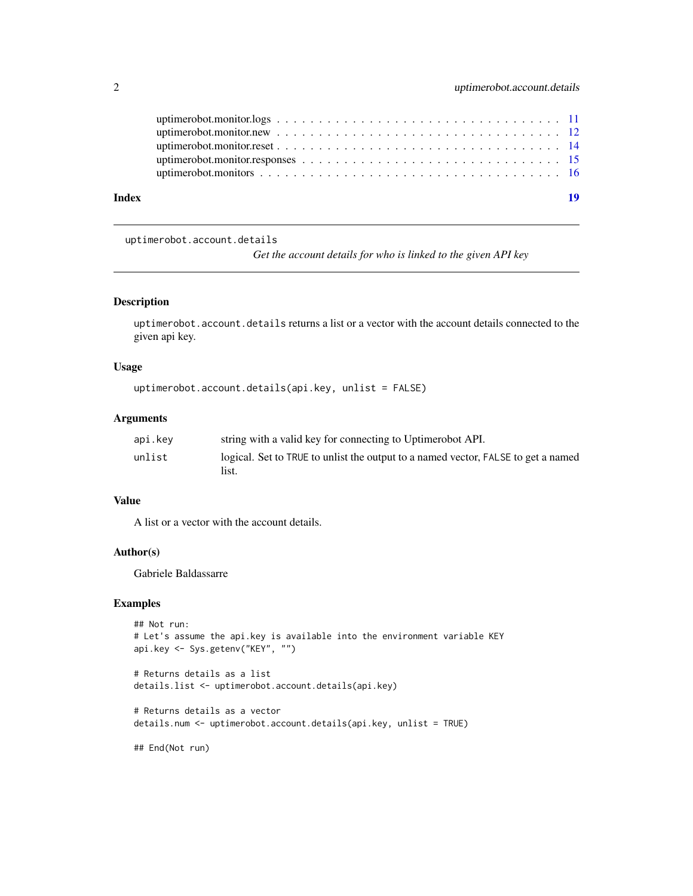uptimerobot.monitor.logs . . . . . . . . . . . . . . . . . . . . . . . . . . . . . . . . 11
uptimerobot.monitor.new . . . . . . . . . . . . . . . . . . . . . . . . . . . . . . . . 12
uptimerobot.monitor.reset . . . . . . . . . . . . . . . . . . . . . . . . . . . . . . . . 14
uptimerobot.monitor.responses . . . . . . . . . . . . . . . . . . . . . . . . . . . . . 15
uptimerobot.monitors . . . . . . . . . . . . . . . . . . . . . . . . . . . . . . . . . . 16

**Index** **19**

---

`uptimerobot.account.details`

*Get the account details for who is linked to the given API key*

---

## Description

`uptimerobot.account.details` returns a list or a vector with the account details connected to the given api key.

## Usage

```
uptimerobot.account.details(api.key, unlist = FALSE)
```

## Arguments

| | |
|---|---|
| `api.key` | string with a valid key for connecting to Uptimerobot API. |
| `unlist` | logical. Set to `TRUE` to unlist the output to a named vector, `FALSE` to get a named list. |

## Value

A list or a vector with the account details.

## Author(s)

Gabriele Baldassarre

## Examples

```
## Not run:
# Let's assume the api.key is available into the environment variable KEY
api.key <- Sys.getenv("KEY", "")

# Returns details as a list
details.list <- uptimerobot.account.details(api.key)

# Returns details as a vector
details.num <- uptimerobot.account.details(api.key, unlist = TRUE)

## End(Not run)
```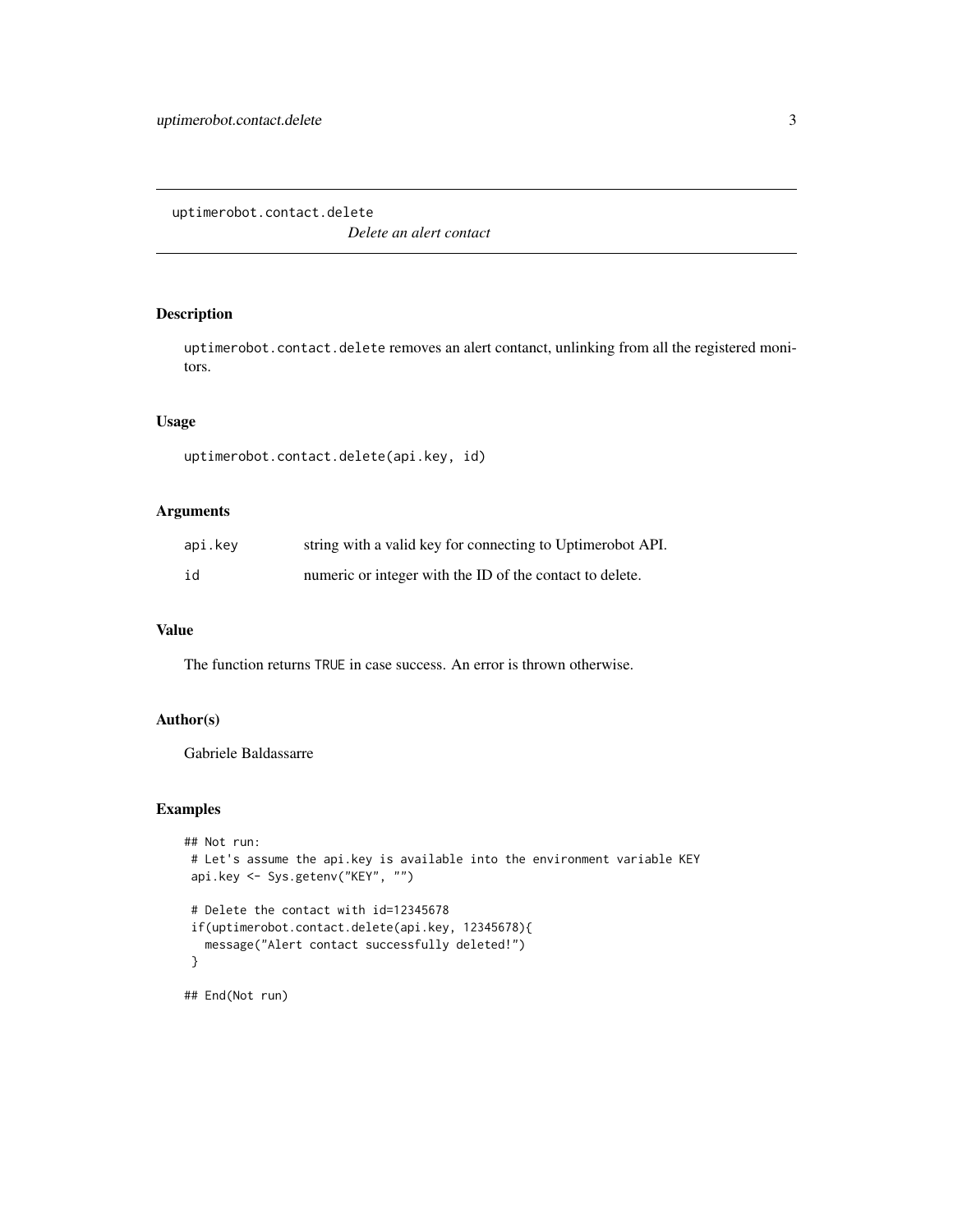`uptimerobot.contact.delete`

*Delete an alert contact*

## Description

`uptimerobot.contact.delete` removes an alert contanct, unlinking from all the registered monitors.

## Usage

```
uptimerobot.contact.delete(api.key, id)
```

## Arguments

| | |
|---|---|
| `api.key` | string with a valid key for connecting to Uptimerobot API. |
| `id` | numeric or integer with the ID of the contact to delete. |

## Value

The function returns `TRUE` in case success. An error is thrown otherwise.

## Author(s)

Gabriele Baldassarre

## Examples

```
## Not run:
 # Let's assume the api.key is available into the environment variable KEY
 api.key <- Sys.getenv("KEY", "")

 # Delete the contact with id=12345678
 if(uptimerobot.contact.delete(api.key, 12345678){
   message("Alert contact successfully deleted!")
 }

## End(Not run)
```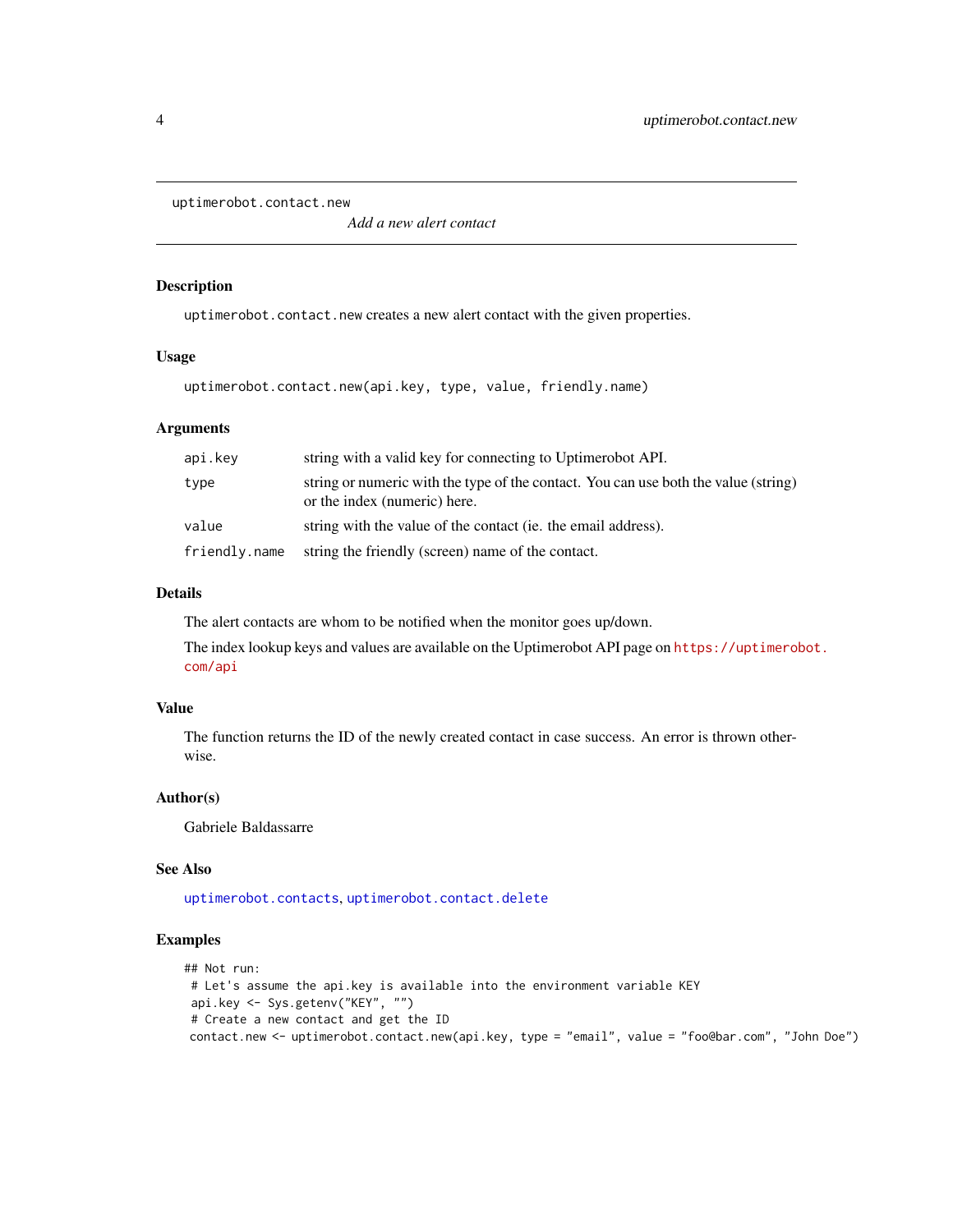`uptimerobot.contact.new` — *Add a new alert contact*

## Description

`uptimerobot.contact.new` creates a new alert contact with the given properties.

## Usage

```
uptimerobot.contact.new(api.key, type, value, friendly.name)
```

## Arguments

| | |
|---|---|
| `api.key` | string with a valid key for connecting to Uptimerobot API. |
| `type` | string or numeric with the type of the contact. You can use both the value (string) or the index (numeric) here. |
| `value` | string with the value of the contact (ie. the email address). |
| `friendly.name` | string the friendly (screen) name of the contact. |

## Details

The alert contacts are whom to be notified when the monitor goes up/down.

The index lookup keys and values are available on the Uptimerobot API page on https://uptimerobot.com/api

## Value

The function returns the ID of the newly created contact in case success. An error is thrown otherwise.

## Author(s)

Gabriele Baldassarre

## See Also

`uptimerobot.contacts`, `uptimerobot.contact.delete`

## Examples

```
## Not run:
 # Let's assume the api.key is available into the environment variable KEY
 api.key <- Sys.getenv("KEY", "")
 # Create a new contact and get the ID
 contact.new <- uptimerobot.contact.new(api.key, type = "email", value = "foo@bar.com", "John Doe")
```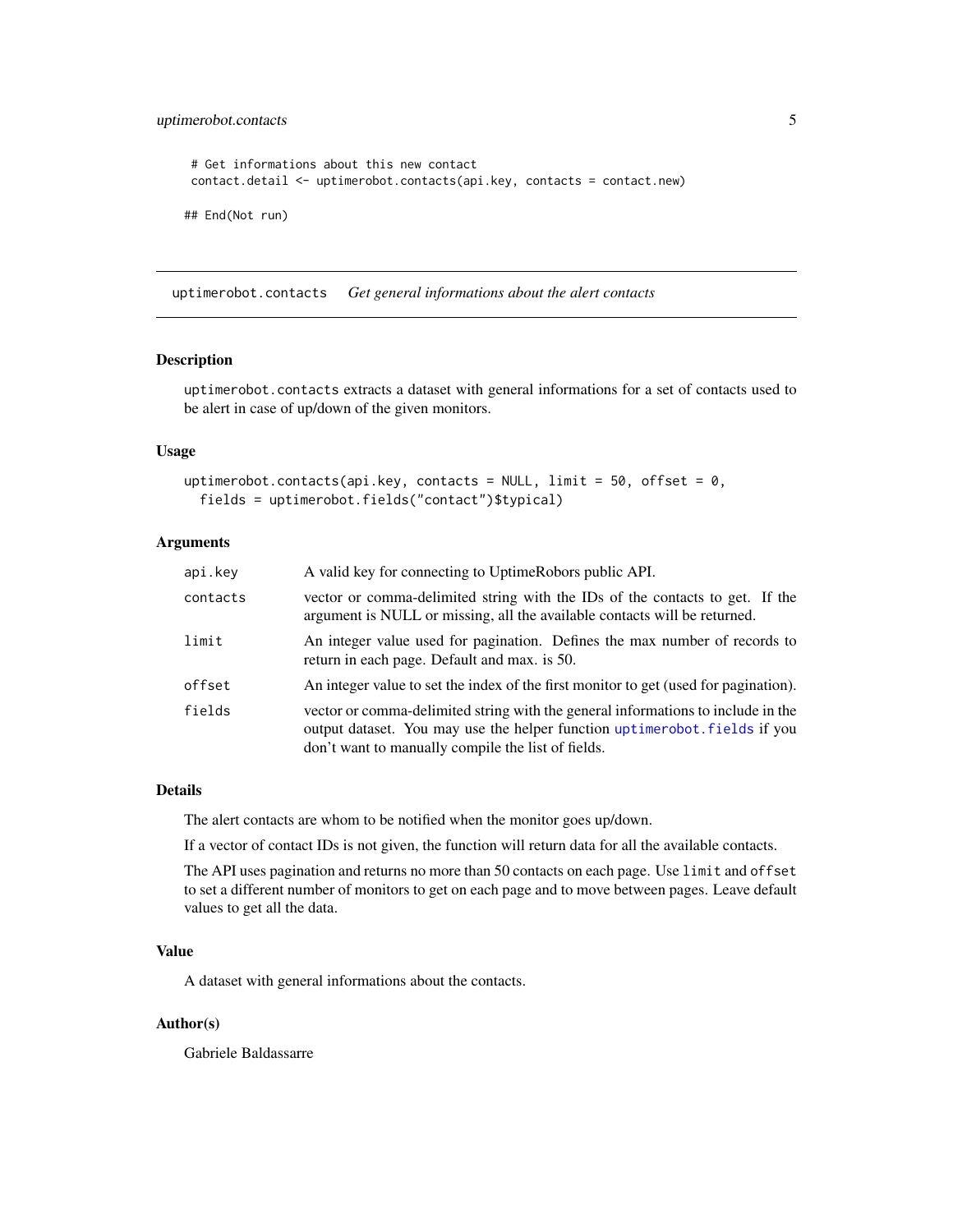```
 # Get informations about this new contact
 contact.detail <- uptimerobot.contacts(api.key, contacts = contact.new)

## End(Not run)
```

---

## uptimerobot.contacts *Get general informations about the alert contacts*

---

### Description

uptimerobot.contacts extracts a dataset with general informations for a set of contacts used to be alert in case of up/down of the given monitors.

### Usage

```
uptimerobot.contacts(api.key, contacts = NULL, limit = 50, offset = 0,
  fields = uptimerobot.fields("contact")$typical)
```

### Arguments

| | |
|---|---|
| api.key | A valid key for connecting to UptimeRobors public API. |
| contacts | vector or comma-delimited string with the IDs of the contacts to get. If the argument is NULL or missing, all the available contacts will be returned. |
| limit | An integer value used for pagination. Defines the max number of records to return in each page. Default and max. is 50. |
| offset | An integer value to set the index of the first monitor to get (used for pagination). |
| fields | vector or comma-delimited string with the general informations to include in the output dataset. You may use the helper function uptimerobot.fields if you don't want to manually compile the list of fields. |

### Details

The alert contacts are whom to be notified when the monitor goes up/down.

If a vector of contact IDs is not given, the function will return data for all the available contacts.

The API uses pagination and returns no more than 50 contacts on each page. Use limit and offset to set a different number of monitors to get on each page and to move between pages. Leave default values to get all the data.

### Value

A dataset with general informations about the contacts.

### Author(s)

Gabriele Baldassarre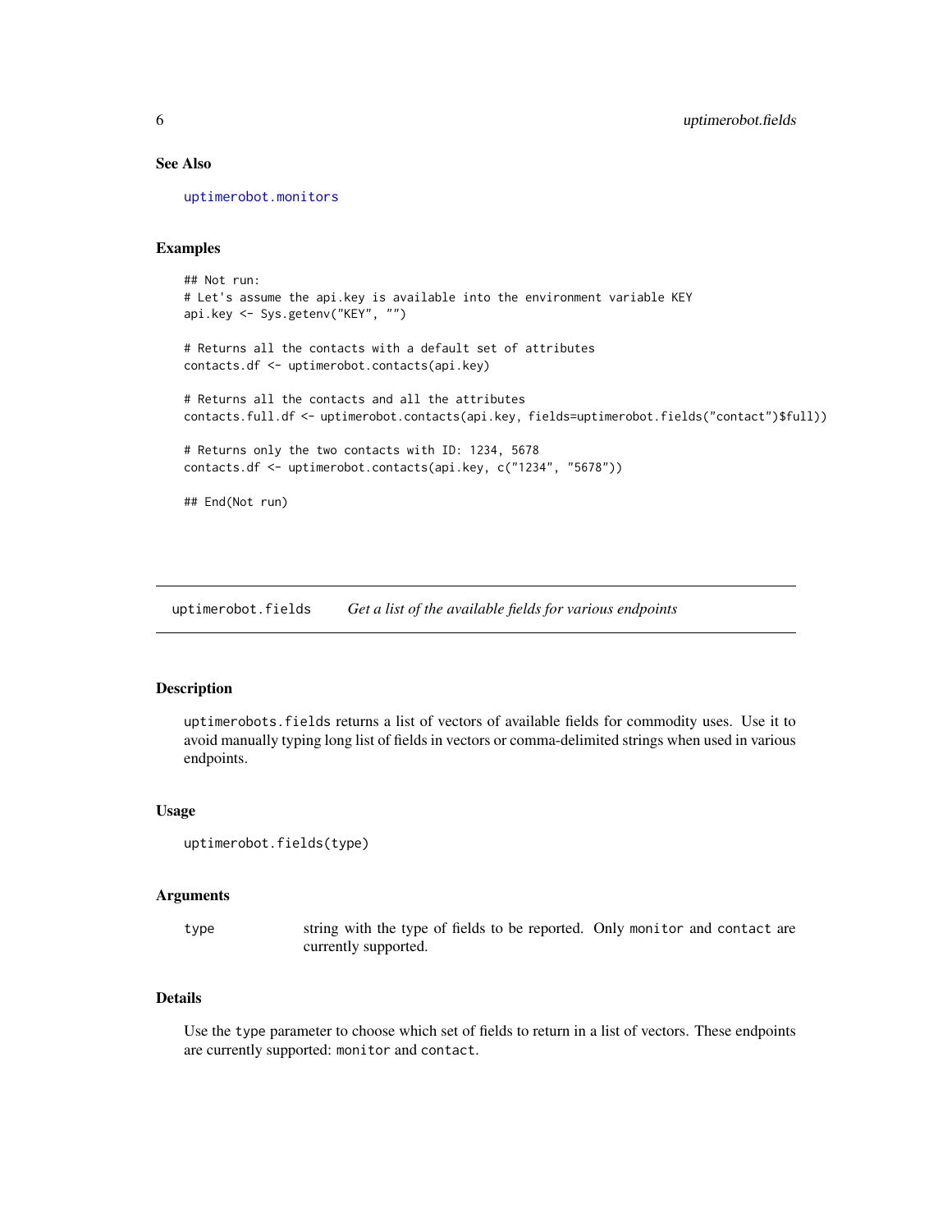### See Also

uptimerobot.monitors

### Examples

```
## Not run:
# Let's assume the api.key is available into the environment variable KEY
api.key <- Sys.getenv("KEY", "")

# Returns all the contacts with a default set of attributes
contacts.df <- uptimerobot.contacts(api.key)

# Returns all the contacts and all the attributes
contacts.full.df <- uptimerobot.contacts(api.key, fields=uptimerobot.fields("contact")$full))

# Returns only the two contacts with ID: 1234, 5678
contacts.df <- uptimerobot.contacts(api.key, c("1234", "5678"))

## End(Not run)
```

---

## uptimerobot.fields — *Get a list of the available fields for various endpoints*

### Description

`uptimerobots.fields` returns a list of vectors of available fields for commodity uses. Use it to avoid manually typing long list of fields in vectors or comma-delimited strings when used in various endpoints.

### Usage

```
uptimerobot.fields(type)
```

### Arguments

| | |
|---|---|
| type | string with the type of fields to be reported. Only `monitor` and `contact` are currently supported. |

### Details

Use the `type` parameter to choose which set of fields to return in a list of vectors. These endpoints are currently supported: `monitor` and `contact`.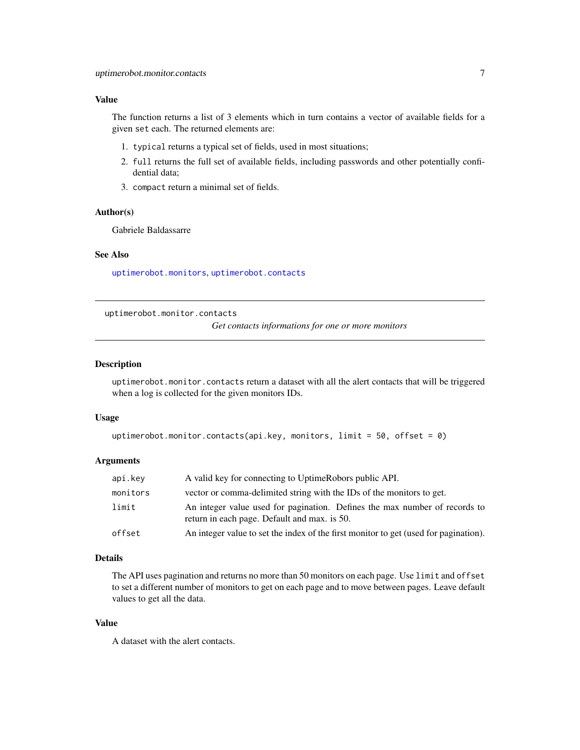### Value

The function returns a list of 3 elements which in turn contains a vector of available fields for a given `set` each. The returned elements are:

1. `typical` returns a typical set of fields, used in most situations;
2. `full` returns the full set of available fields, including passwords and other potentially confidential data;
3. `compact` return a minimal set of fields.

### Author(s)

Gabriele Baldassarre

### See Also

`uptimerobot.monitors`, `uptimerobot.contacts`

---

## uptimerobot.monitor.contacts

*Get contacts informations for one or more monitors*

---

### Description

`uptimerobot.monitor.contacts` return a dataset with all the alert contacts that will be triggered when a log is collected for the given monitors IDs.

### Usage

```
uptimerobot.monitor.contacts(api.key, monitors, limit = 50, offset = 0)
```

### Arguments

| | |
|---|---|
| `api.key` | A valid key for connecting to UptimeRobors public API. |
| `monitors` | vector or comma-delimited string with the IDs of the monitors to get. |
| `limit` | An integer value used for pagination. Defines the max number of records to return in each page. Default and max. is 50. |
| `offset` | An integer value to set the index of the first monitor to get (used for pagination). |

### Details

The API uses pagination and returns no more than 50 monitors on each page. Use `limit` and `offset` to set a different number of monitors to get on each page and to move between pages. Leave default values to get all the data.

### Value

A dataset with the alert contacts.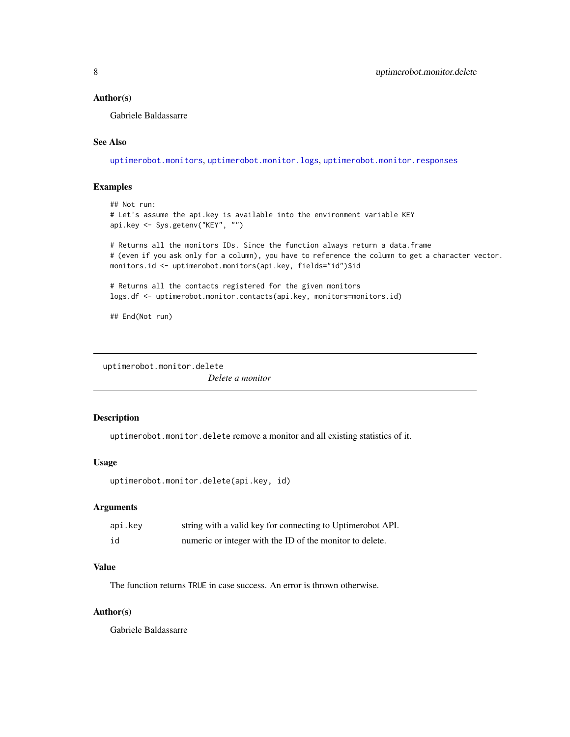### Author(s)

Gabriele Baldassarre

### See Also

uptimerobot.monitors, uptimerobot.monitor.logs, uptimerobot.monitor.responses

### Examples

```
## Not run:
# Let's assume the api.key is available into the environment variable KEY
api.key <- Sys.getenv("KEY", "")

# Returns all the monitors IDs. Since the function always return a data.frame
# (even if you ask only for a column), you have to reference the column to get a character vector.
monitors.id <- uptimerobot.monitors(api.key, fields="id")$id

# Returns all the contacts registered for the given monitors
logs.df <- uptimerobot.monitor.contacts(api.key, monitors=monitors.id)

## End(Not run)
```

---

## uptimerobot.monitor.delete

*Delete a monitor*

---

### Description

`uptimerobot.monitor.delete` remove a monitor and all existing statistics of it.

### Usage

```
uptimerobot.monitor.delete(api.key, id)
```

### Arguments

| | |
|---|---|
| api.key | string with a valid key for connecting to Uptimerobot API. |
| id | numeric or integer with the ID of the monitor to delete. |

### Value

The function returns `TRUE` in case success. An error is thrown otherwise.

### Author(s)

Gabriele Baldassarre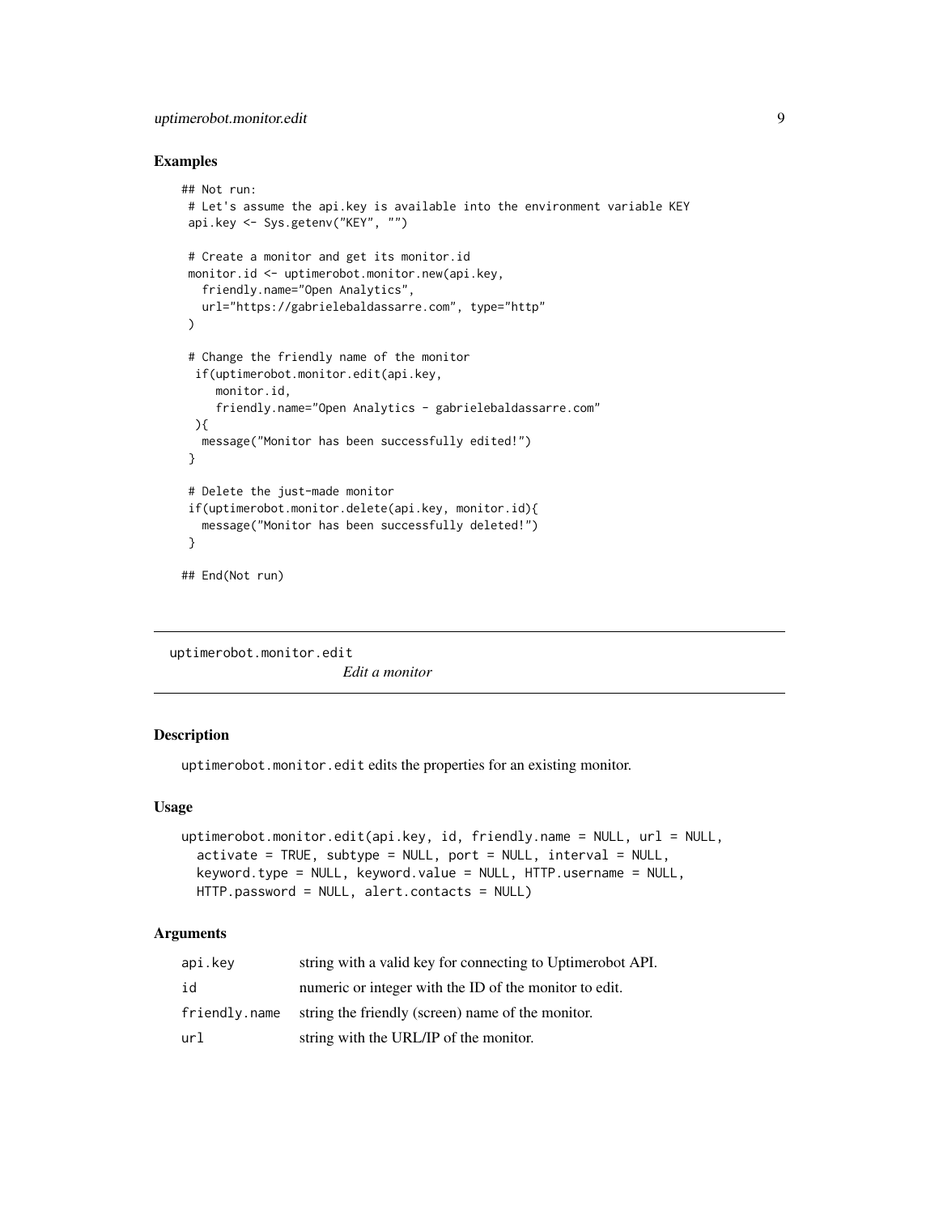### Examples

```
## Not run:
 # Let's assume the api.key is available into the environment variable KEY
 api.key <- Sys.getenv("KEY", "")

 # Create a monitor and get its monitor.id
 monitor.id <- uptimerobot.monitor.new(api.key,
   friendly.name="Open Analytics",
   url="https://gabrielebaldassarre.com", type="http"
 )

 # Change the friendly name of the monitor
  if(uptimerobot.monitor.edit(api.key,
     monitor.id,
     friendly.name="Open Analytics - gabrielebaldassarre.com"
  ){
   message("Monitor has been successfully edited!")
 }

 # Delete the just-made monitor
 if(uptimerobot.monitor.delete(api.key, monitor.id){
   message("Monitor has been successfully deleted!")
 }

## End(Not run)
```

---

## uptimerobot.monitor.edit

*Edit a monitor*

---

### Description

`uptimerobot.monitor.edit` edits the properties for an existing monitor.

### Usage

```
uptimerobot.monitor.edit(api.key, id, friendly.name = NULL, url = NULL,
  activate = TRUE, subtype = NULL, port = NULL, interval = NULL,
  keyword.type = NULL, keyword.value = NULL, HTTP.username = NULL,
  HTTP.password = NULL, alert.contacts = NULL)
```

### Arguments

| | |
|---|---|
| `api.key` | string with a valid key for connecting to Uptimerobot API. |
| `id` | numeric or integer with the ID of the monitor to edit. |
| `friendly.name` | string the friendly (screen) name of the monitor. |
| `url` | string with the URL/IP of the monitor. |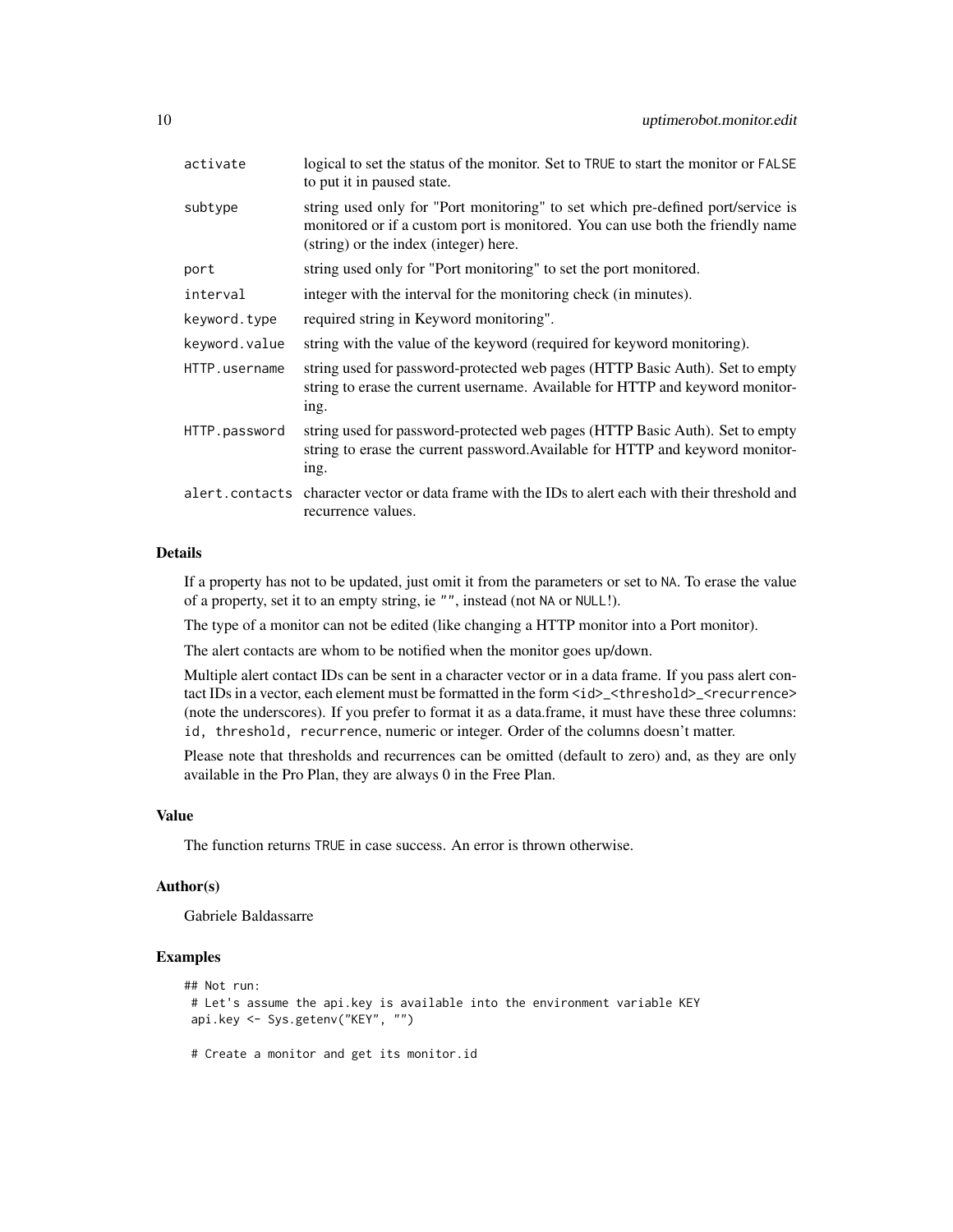| | |
|---|---|
| activate | logical to set the status of the monitor. Set to TRUE to start the monitor or FALSE to put it in paused state. |
| subtype | string used only for "Port monitoring" to set which pre-defined port/service is monitored or if a custom port is monitored. You can use both the friendly name (string) or the index (integer) here. |
| port | string used only for "Port monitoring" to set the port monitored. |
| interval | integer with the interval for the monitoring check (in minutes). |
| keyword.type | required string in Keyword monitoring". |
| keyword.value | string with the value of the keyword (required for keyword monitoring). |
| HTTP.username | string used for password-protected web pages (HTTP Basic Auth). Set to empty string to erase the current username. Available for HTTP and keyword monitoring. |
| HTTP.password | string used for password-protected web pages (HTTP Basic Auth). Set to empty string to erase the current password.Available for HTTP and keyword monitoring. |
| alert.contacts | character vector or data frame with the IDs to alert each with their threshold and recurrence values. |

## Details

If a property has not to be updated, just omit it from the parameters or set to NA. To erase the value of a property, set it to an empty string, ie "", instead (not NA or NULL!).

The type of a monitor can not be edited (like changing a HTTP monitor into a Port monitor).

The alert contacts are whom to be notified when the monitor goes up/down.

Multiple alert contact IDs can be sent in a character vector or in a data frame. If you pass alert contact IDs in a vector, each element must be formatted in the form <id>_<threshold>_<recurrence> (note the underscores). If you prefer to format it as a data.frame, it must have these three columns: id, threshold, recurrence, numeric or integer. Order of the columns doesn't matter.

Please note that thresholds and recurrences can be omitted (default to zero) and, as they are only available in the Pro Plan, they are always 0 in the Free Plan.

## Value

The function returns TRUE in case success. An error is thrown otherwise.

## Author(s)

Gabriele Baldassarre

## Examples

```
## Not run:
 # Let's assume the api.key is available into the environment variable KEY
 api.key <- Sys.getenv("KEY", "")

 # Create a monitor and get its monitor.id
```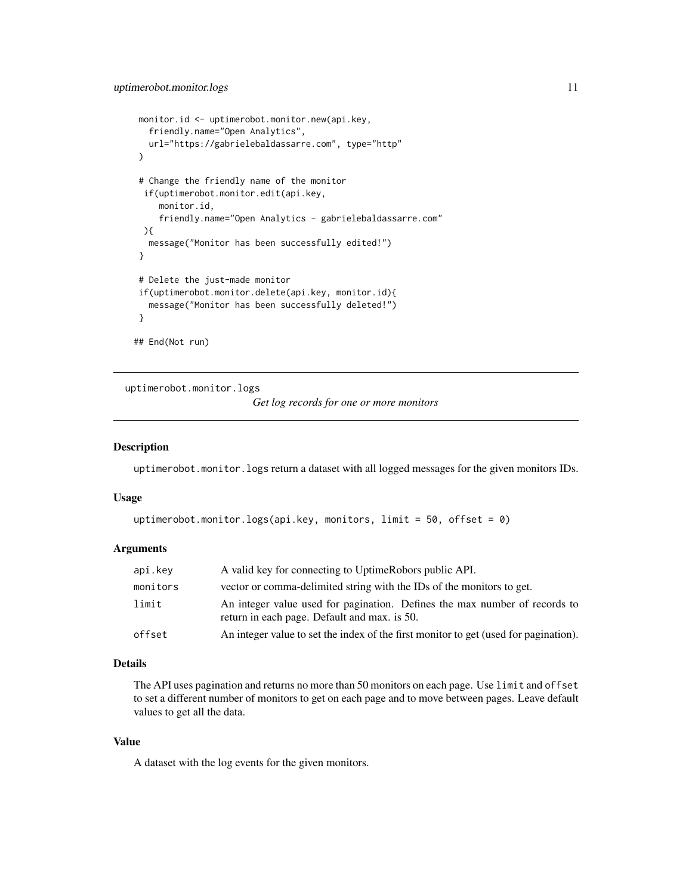```
monitor.id <- uptimerobot.monitor.new(api.key,
  friendly.name="Open Analytics",
  url="https://gabrielebaldassarre.com", type="http"
)

# Change the friendly name of the monitor
 if(uptimerobot.monitor.edit(api.key,
    monitor.id,
    friendly.name="Open Analytics - gabrielebaldassarre.com"
 ){
  message("Monitor has been successfully edited!")
}

# Delete the just-made monitor
if(uptimerobot.monitor.delete(api.key, monitor.id){
  message("Monitor has been successfully deleted!")
}

## End(Not run)
```

---

## uptimerobot.monitor.logs

*Get log records for one or more monitors*

---

### Description

`uptimerobot.monitor.logs` return a dataset with all logged messages for the given monitors IDs.

### Usage

```
uptimerobot.monitor.logs(api.key, monitors, limit = 50, offset = 0)
```

### Arguments

| | |
|---|---|
| `api.key` | A valid key for connecting to UptimeRobors public API. |
| `monitors` | vector or comma-delimited string with the IDs of the monitors to get. |
| `limit` | An integer value used for pagination. Defines the max number of records to return in each page. Default and max. is 50. |
| `offset` | An integer value to set the index of the first monitor to get (used for pagination). |

### Details

The API uses pagination and returns no more than 50 monitors on each page. Use `limit` and `offset` to set a different number of monitors to get on each page and to move between pages. Leave default values to get all the data.

### Value

A dataset with the log events for the given monitors.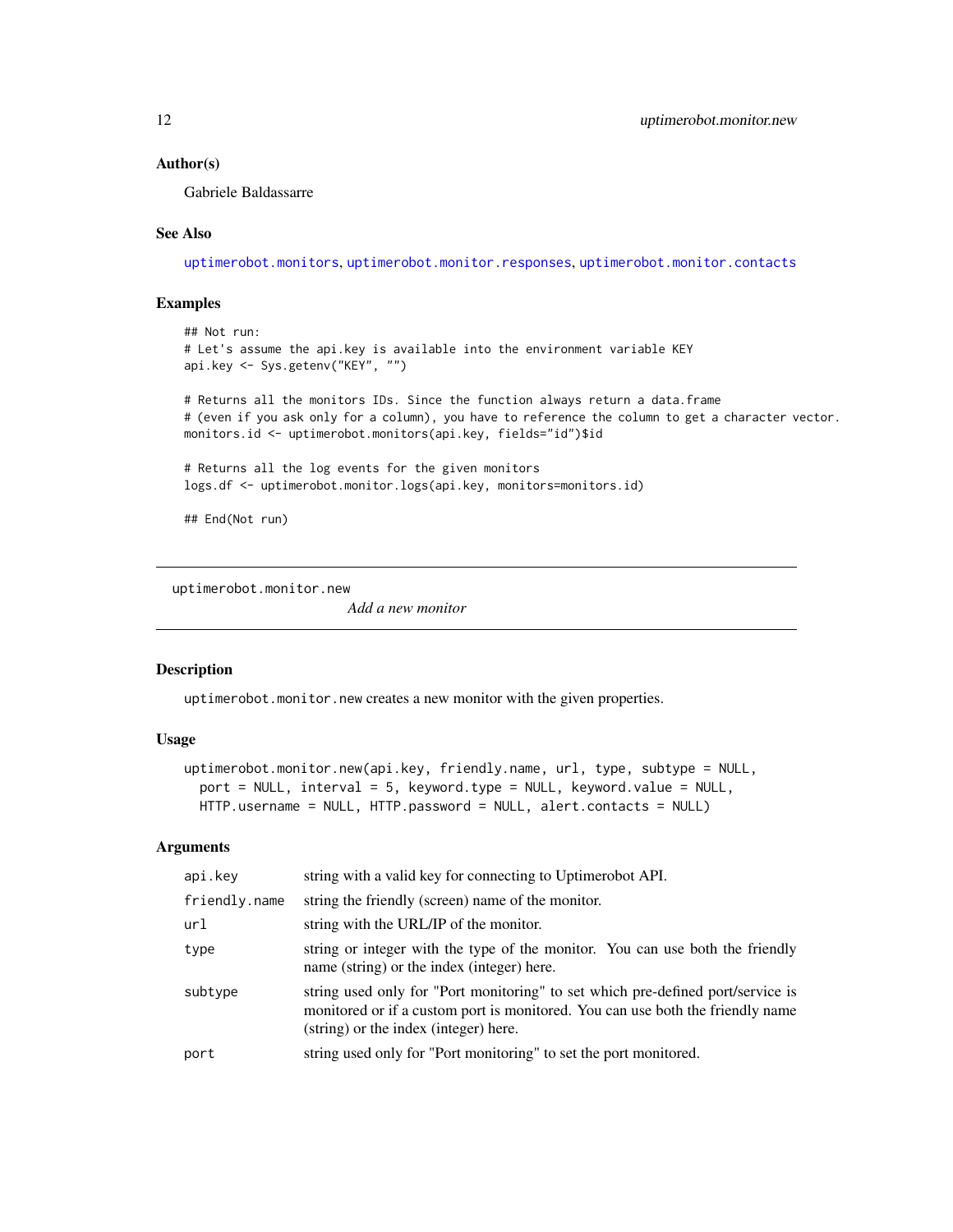### Author(s)

Gabriele Baldassarre

### See Also

uptimerobot.monitors, uptimerobot.monitor.responses, uptimerobot.monitor.contacts

### Examples

```
## Not run:
# Let's assume the api.key is available into the environment variable KEY
api.key <- Sys.getenv("KEY", "")

# Returns all the monitors IDs. Since the function always return a data.frame
# (even if you ask only for a column), you have to reference the column to get a character vector.
monitors.id <- uptimerobot.monitors(api.key, fields="id")$id

# Returns all the log events for the given monitors
logs.df <- uptimerobot.monitor.logs(api.key, monitors=monitors.id)

## End(Not run)
```

---

## uptimerobot.monitor.new

*Add a new monitor*

### Description

`uptimerobot.monitor.new` creates a new monitor with the given properties.

### Usage

```
uptimerobot.monitor.new(api.key, friendly.name, url, type, subtype = NULL,
  port = NULL, interval = 5, keyword.type = NULL, keyword.value = NULL,
  HTTP.username = NULL, HTTP.password = NULL, alert.contacts = NULL)
```

### Arguments

| | |
|---|---|
| `api.key` | string with a valid key for connecting to Uptimerobot API. |
| `friendly.name` | string the friendly (screen) name of the monitor. |
| `url` | string with the URL/IP of the monitor. |
| `type` | string or integer with the type of the monitor. You can use both the friendly name (string) or the index (integer) here. |
| `subtype` | string used only for "Port monitoring" to set which pre-defined port/service is monitored or if a custom port is monitored. You can use both the friendly name (string) or the index (integer) here. |
| `port` | string used only for "Port monitoring" to set the port monitored. |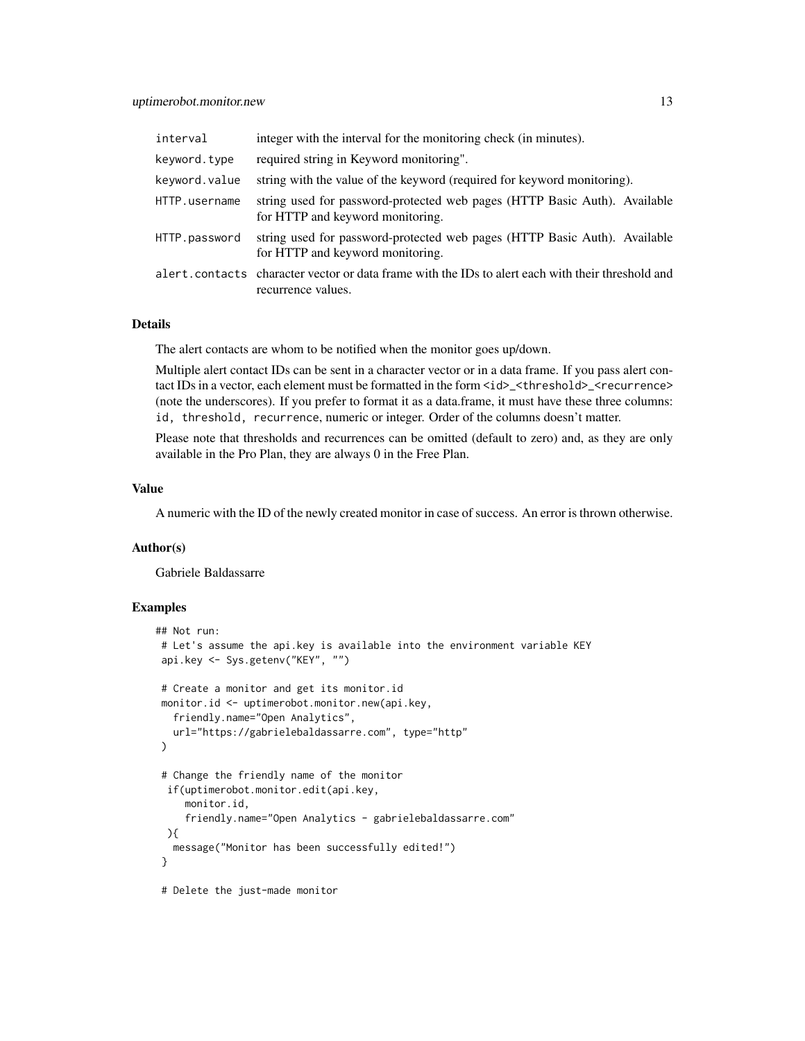| | |
|---|---|
| interval | integer with the interval for the monitoring check (in minutes). |
| keyword.type | required string in Keyword monitoring". |
| keyword.value | string with the value of the keyword (required for keyword monitoring). |
| HTTP.username | string used for password-protected web pages (HTTP Basic Auth). Available for HTTP and keyword monitoring. |
| HTTP.password | string used for password-protected web pages (HTTP Basic Auth). Available for HTTP and keyword monitoring. |
| alert.contacts | character vector or data frame with the IDs to alert each with their threshold and recurrence values. |

### Details

The alert contacts are whom to be notified when the monitor goes up/down.

Multiple alert contact IDs can be sent in a character vector or in a data frame. If you pass alert contact IDs in a vector, each element must be formatted in the form `<id>_<threshold>_<recurrence>` (note the underscores). If you prefer to format it as a data.frame, it must have these three columns: `id, threshold, recurrence`, numeric or integer. Order of the columns doesn't matter.

Please note that thresholds and recurrences can be omitted (default to zero) and, as they are only available in the Pro Plan, they are always 0 in the Free Plan.

### Value

A numeric with the ID of the newly created monitor in case of success. An error is thrown otherwise.

### Author(s)

Gabriele Baldassarre

### Examples

```
## Not run:
 # Let's assume the api.key is available into the environment variable KEY
 api.key <- Sys.getenv("KEY", "")

 # Create a monitor and get its monitor.id
 monitor.id <- uptimerobot.monitor.new(api.key,
   friendly.name="Open Analytics",
   url="https://gabrielebaldassarre.com", type="http"
 )

 # Change the friendly name of the monitor
  if(uptimerobot.monitor.edit(api.key,
     monitor.id,
     friendly.name="Open Analytics - gabrielebaldassarre.com"
  ){
   message("Monitor has been successfully edited!")
 }

 # Delete the just-made monitor
```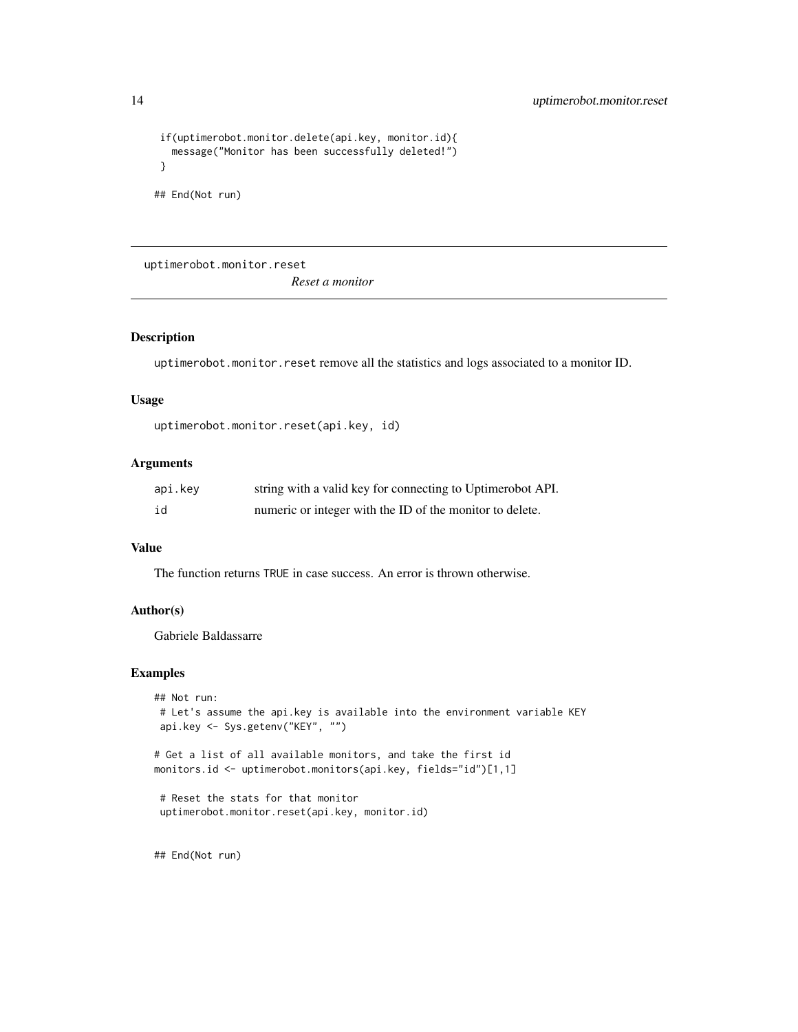```
 if(uptimerobot.monitor.delete(api.key, monitor.id){
   message("Monitor has been successfully deleted!")
 }

## End(Not run)
```

---

uptimerobot.monitor.reset    *Reset a monitor*

---

### Description

uptimerobot.monitor.reset remove all the statistics and logs associated to a monitor ID.

### Usage

```
uptimerobot.monitor.reset(api.key, id)
```

### Arguments

| | |
|---|---|
| api.key | string with a valid key for connecting to Uptimerobot API. |
| id | numeric or integer with the ID of the monitor to delete. |

### Value

The function returns TRUE in case success. An error is thrown otherwise.

### Author(s)

Gabriele Baldassarre

### Examples

```
## Not run:
 # Let's assume the api.key is available into the environment variable KEY
 api.key <- Sys.getenv("KEY", "")

# Get a list of all available monitors, and take the first id
monitors.id <- uptimerobot.monitors(api.key, fields="id")[1,1]

 # Reset the stats for that monitor
 uptimerobot.monitor.reset(api.key, monitor.id)


## End(Not run)
```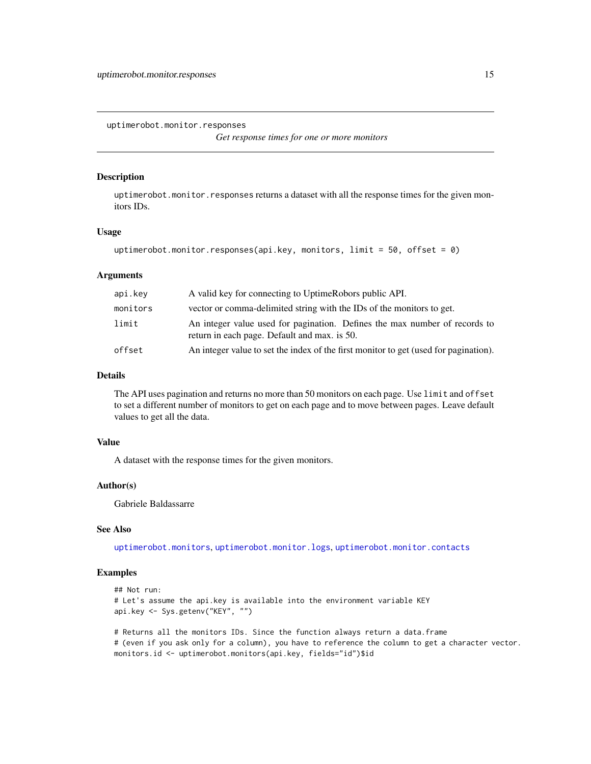uptimerobot.monitor.responses

*Get response times for one or more monitors*

## Description

`uptimerobot.monitor.responses` returns a dataset with all the response times for the given monitors IDs.

## Usage

```
uptimerobot.monitor.responses(api.key, monitors, limit = 50, offset = 0)
```

## Arguments

| | |
|---|---|
| `api.key` | A valid key for connecting to UptimeRobors public API. |
| `monitors` | vector or comma-delimited string with the IDs of the monitors to get. |
| `limit` | An integer value used for pagination. Defines the max number of records to return in each page. Default and max. is 50. |
| `offset` | An integer value to set the index of the first monitor to get (used for pagination). |

## Details

The API uses pagination and returns no more than 50 monitors on each page. Use `limit` and `offset` to set a different number of monitors to get on each page and to move between pages. Leave default values to get all the data.

## Value

A dataset with the response times for the given monitors.

## Author(s)

Gabriele Baldassarre

## See Also

`uptimerobot.monitors`, `uptimerobot.monitor.logs`, `uptimerobot.monitor.contacts`

## Examples

```
## Not run:
# Let's assume the api.key is available into the environment variable KEY
api.key <- Sys.getenv("KEY", "")

# Returns all the monitors IDs. Since the function always return a data.frame
# (even if you ask only for a column), you have to reference the column to get a character vector.
monitors.id <- uptimerobot.monitors(api.key, fields="id")$id
```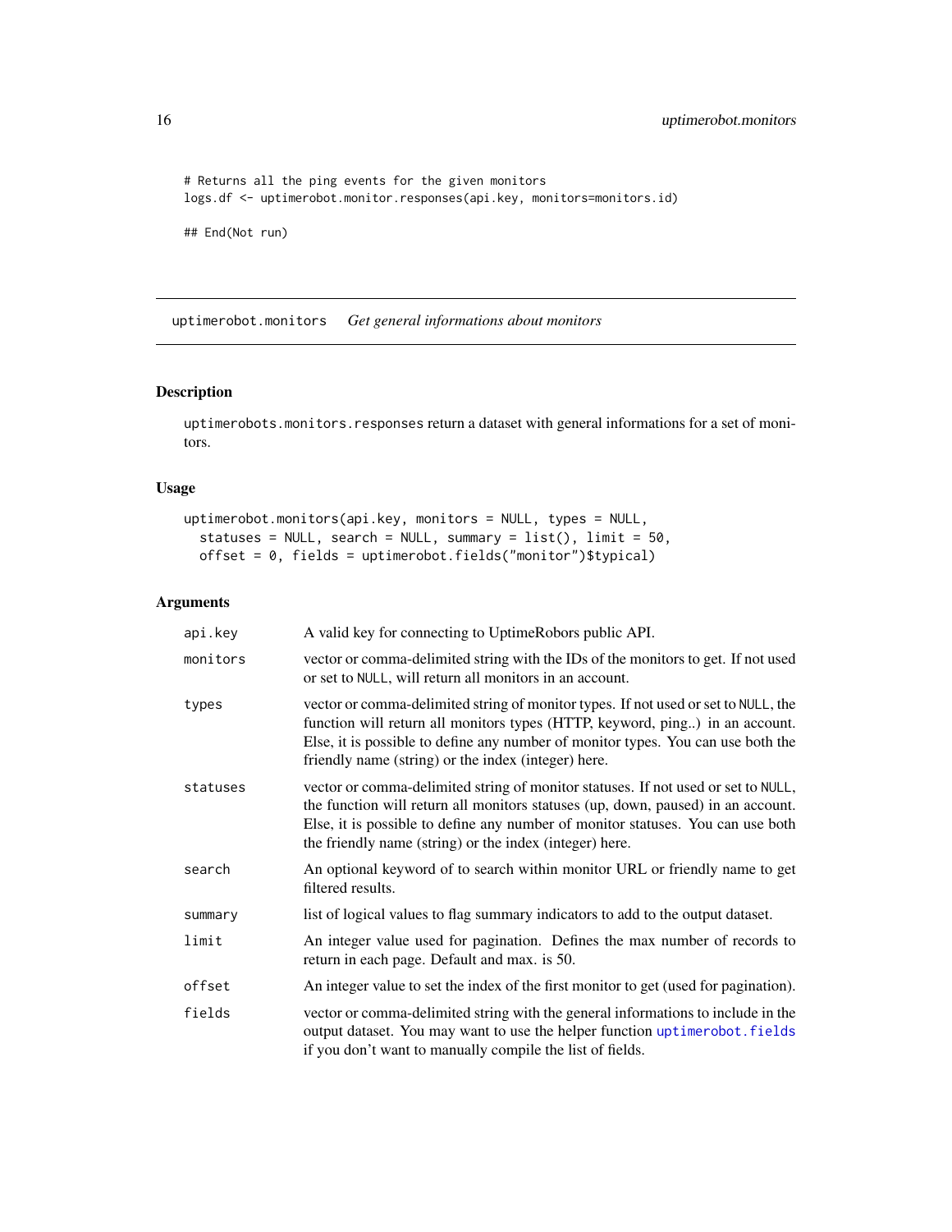```
# Returns all the ping events for the given monitors
logs.df <- uptimerobot.monitor.responses(api.key, monitors=monitors.id)

## End(Not run)
```

## uptimerobot.monitors *Get general informations about monitors*

### Description

uptimerobots.monitors.responses return a dataset with general informations for a set of monitors.

### Usage

```
uptimerobot.monitors(api.key, monitors = NULL, types = NULL,
  statuses = NULL, search = NULL, summary = list(), limit = 50,
  offset = 0, fields = uptimerobot.fields("monitor")$typical)
```

### Arguments

| | |
|---|---|
| api.key | A valid key for connecting to UptimeRobors public API. |
| monitors | vector or comma-delimited string with the IDs of the monitors to get. If not used or set to NULL, will return all monitors in an account. |
| types | vector or comma-delimited string of monitor types. If not used or set to NULL, the function will return all monitors types (HTTP, keyword, ping..) in an account. Else, it is possible to define any number of monitor types. You can use both the friendly name (string) or the index (integer) here. |
| statuses | vector or comma-delimited string of monitor statuses. If not used or set to NULL, the function will return all monitors statuses (up, down, paused) in an account. Else, it is possible to define any number of monitor statuses. You can use both the friendly name (string) or the index (integer) here. |
| search | An optional keyword of to search within monitor URL or friendly name to get filtered results. |
| summary | list of logical values to flag summary indicators to add to the output dataset. |
| limit | An integer value used for pagination. Defines the max number of records to return in each page. Default and max. is 50. |
| offset | An integer value to set the index of the first monitor to get (used for pagination). |
| fields | vector or comma-delimited string with the general informations to include in the output dataset. You may want to use the helper function uptimerobot.fields if you don't want to manually compile the list of fields. |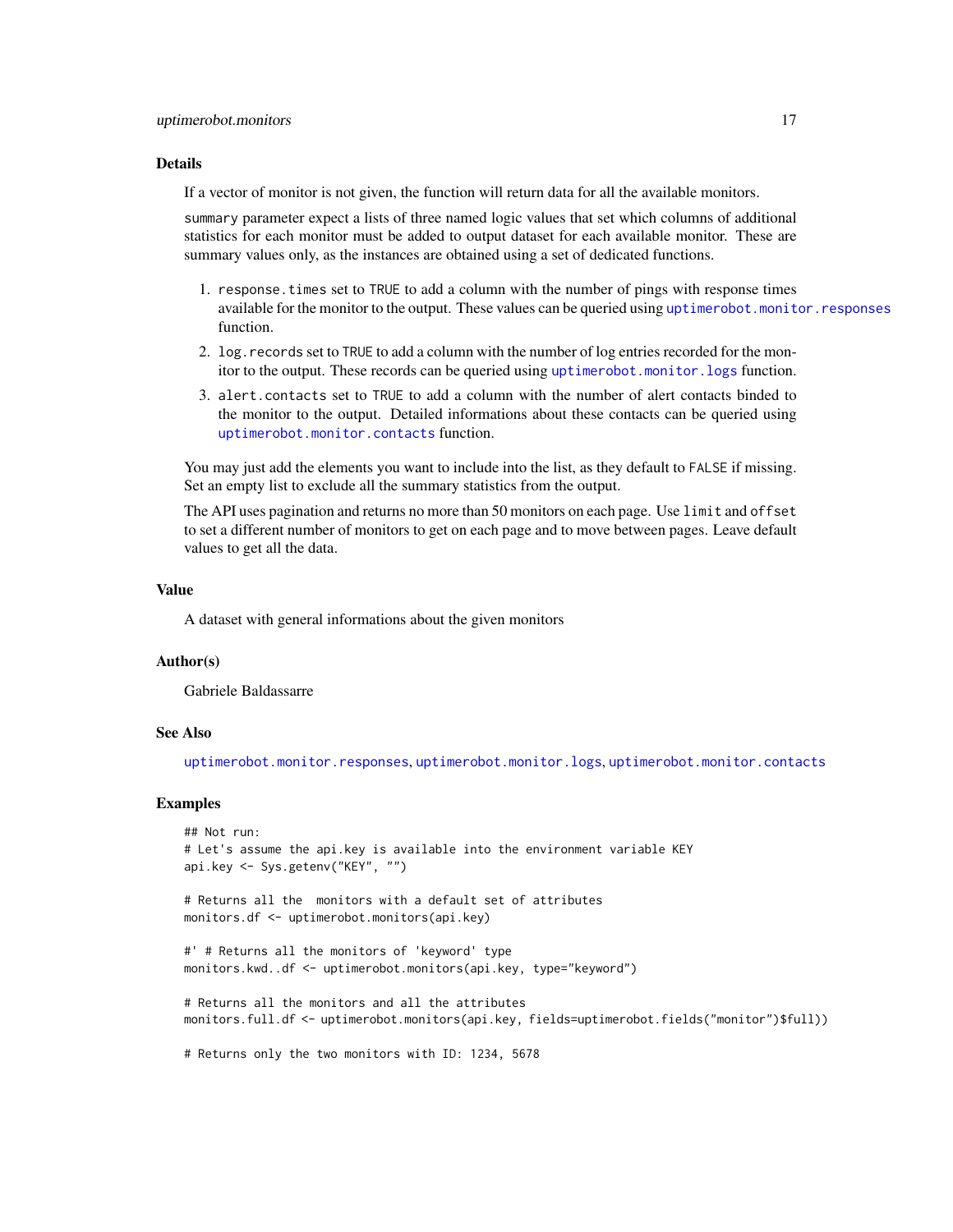### Details

If a vector of monitor is not given, the function will return data for all the available monitors.

summary parameter expect a lists of three named logic values that set which columns of additional statistics for each monitor must be added to output dataset for each available monitor. These are summary values only, as the instances are obtained using a set of dedicated functions.

1. response.times set to TRUE to add a column with the number of pings with response times available for the monitor to the output. These values can be queried using uptimerobot.monitor.responses function.
2. log.records set to TRUE to add a column with the number of log entries recorded for the monitor to the output. These records can be queried using uptimerobot.monitor.logs function.
3. alert.contacts set to TRUE to add a column with the number of alert contacts binded to the monitor to the output. Detailed informations about these contacts can be queried using uptimerobot.monitor.contacts function.

You may just add the elements you want to include into the list, as they default to FALSE if missing. Set an empty list to exclude all the summary statistics from the output.

The API uses pagination and returns no more than 50 monitors on each page. Use limit and offset to set a different number of monitors to get on each page and to move between pages. Leave default values to get all the data.

### Value

A dataset with general informations about the given monitors

### Author(s)

Gabriele Baldassarre

### See Also

uptimerobot.monitor.responses, uptimerobot.monitor.logs, uptimerobot.monitor.contacts

### Examples

```
## Not run:
# Let's assume the api.key is available into the environment variable KEY
api.key <- Sys.getenv("KEY", "")

# Returns all the  monitors with a default set of attributes
monitors.df <- uptimerobot.monitors(api.key)

#' # Returns all the monitors of 'keyword' type
monitors.kwd..df <- uptimerobot.monitors(api.key, type="keyword")

# Returns all the monitors and all the attributes
monitors.full.df <- uptimerobot.monitors(api.key, fields=uptimerobot.fields("monitor")$full))

# Returns only the two monitors with ID: 1234, 5678
```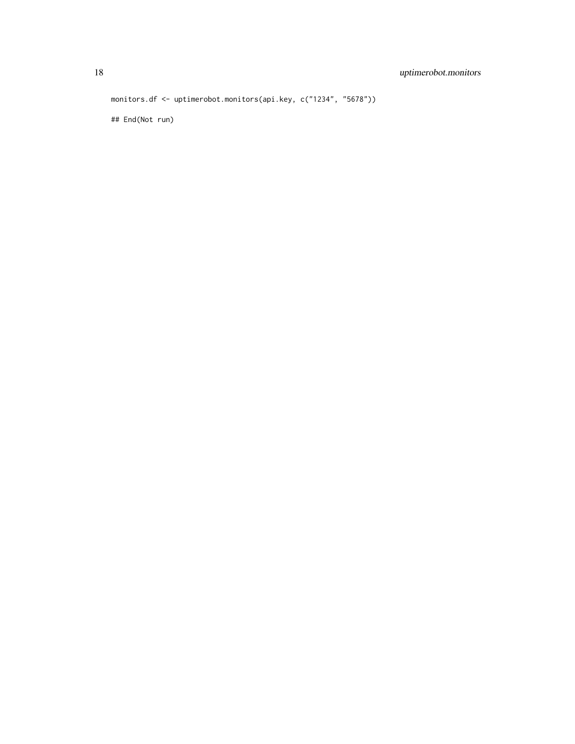```
monitors.df <- uptimerobot.monitors(api.key, c("1234", "5678"))

## End(Not run)
```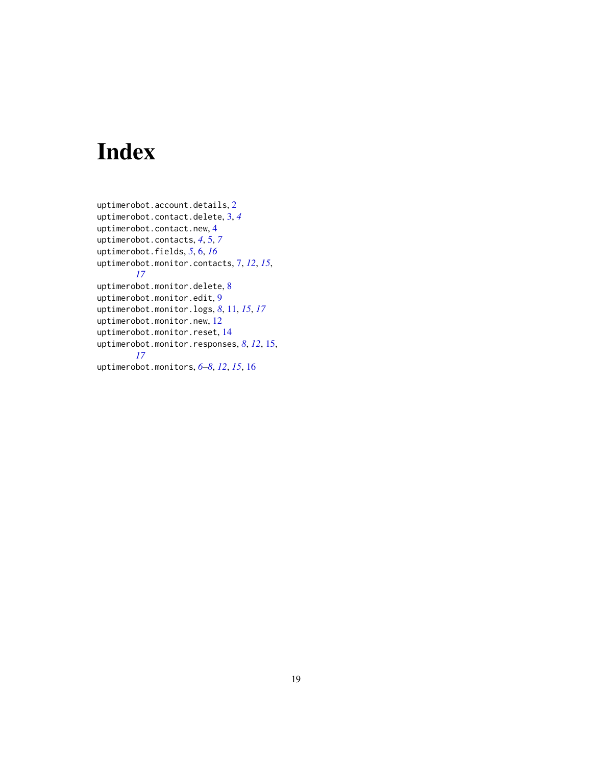# Index

uptimerobot.account.details, 2
uptimerobot.contact.delete, 3, *4*
uptimerobot.contact.new, 4
uptimerobot.contacts, *4*, 5, *7*
uptimerobot.fields, *5*, 6, *16*
uptimerobot.monitor.contacts, 7, *12*, *15*, *17*
uptimerobot.monitor.delete, 8
uptimerobot.monitor.edit, 9
uptimerobot.monitor.logs, *8*, 11, *15*, *17*
uptimerobot.monitor.new, 12
uptimerobot.monitor.reset, 14
uptimerobot.monitor.responses, *8*, *12*, 15, *17*
uptimerobot.monitors, *6–8*, *12*, *15*, 16